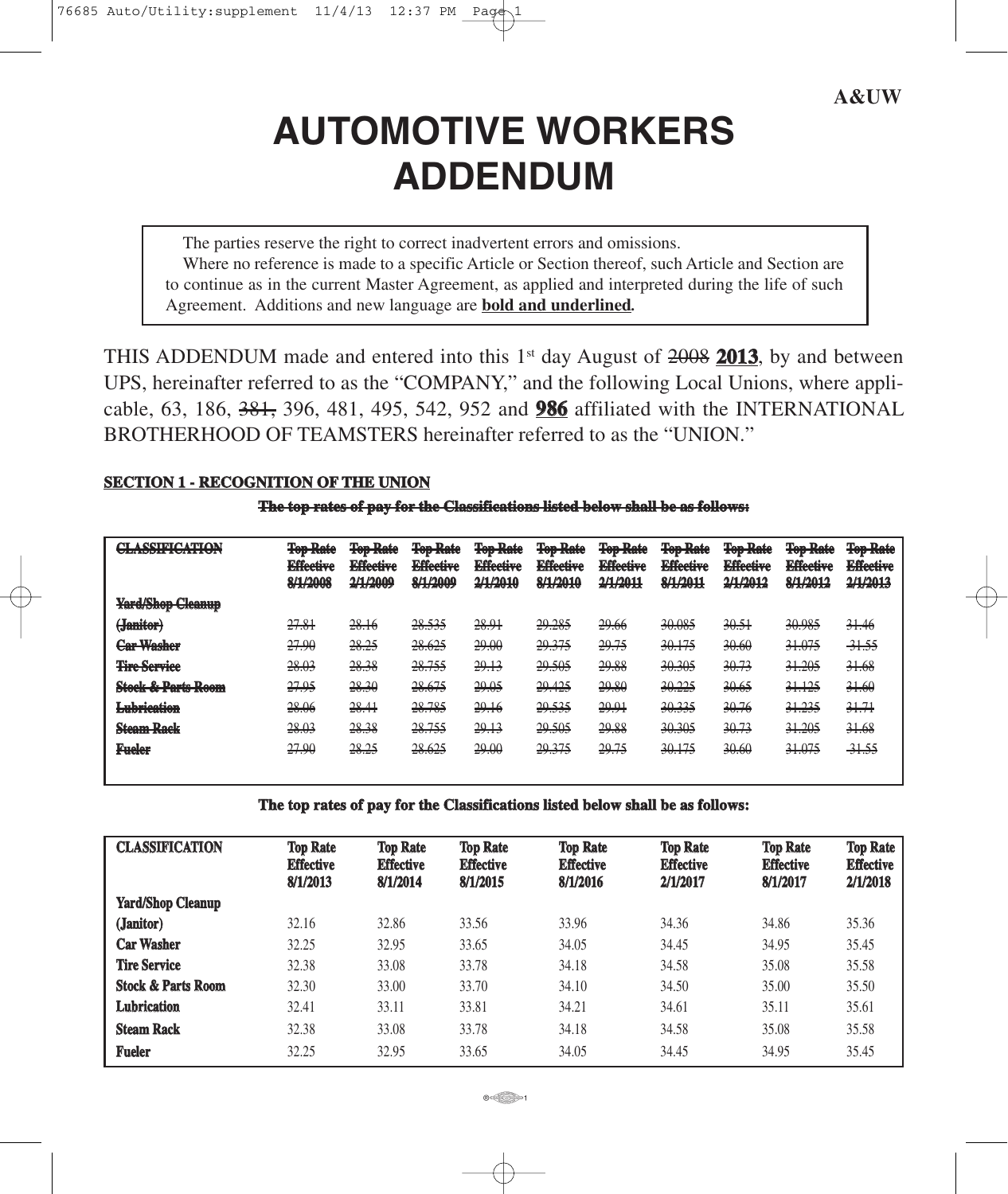A&UW

# AUTOMOTIVE WORKERS ADDENDUM

> The parties reserve the right to correct inadvertent errors and omissions.
>
> Where no reference is made to a specific Article or Section thereof, such Article and Section are to continue as in the current Master Agreement, as applied and interpreted during the life of such Agreement. Additions and new language are **<u>bold and underlined</u>**.

THIS ADDENDUM made and entered into this 1st day August of ~~2008~~ **<u>2013</u>**, by and between UPS, hereinafter referred to as the "COMPANY," and the following Local Unions, where applicable, 63, 186, ~~381,~~ 396, 481, 495, 542, 952 and **<u>986</u>** affiliated with the INTERNATIONAL BROTHERHOOD OF TEAMSTERS hereinafter referred to as the "UNION."

## SECTION 1 - RECOGNITION OF THE UNION

~~The top rates of pay for the Classifications listed below shall be as follows:~~

| ~~CLASSIFICATION~~ | ~~Top Rate Effective 8/1/2008~~ | ~~Top Rate Effective 2/1/2009~~ | ~~Top Rate Effective 8/1/2009~~ | ~~Top Rate Effective 2/1/2010~~ | ~~Top Rate Effective 8/1/2010~~ | ~~Top Rate Effective 2/1/2011~~ | ~~Top Rate Effective 8/1/2011~~ | ~~Top Rate Effective 2/1/2012~~ | ~~Top Rate Effective 8/1/2012~~ | ~~Top Rate Effective 2/1/2013~~ |
|---|---|---|---|---|---|---|---|---|---|---|
| ~~Yard/Shop Cleanup (Janitor)~~ | ~~27.81~~ | ~~28.16~~ | ~~28.535~~ | ~~28.91~~ | ~~29.285~~ | ~~29.66~~ | ~~30.085~~ | ~~30.51~~ | ~~30.985~~ | ~~31.46~~ |
| ~~Car Washer~~ | ~~27.90~~ | ~~28.25~~ | ~~28.625~~ | ~~29.00~~ | ~~29.375~~ | ~~29.75~~ | ~~30.175~~ | ~~30.60~~ | ~~31.075~~ | ~~31.55~~ |
| ~~Tire Service~~ | ~~28.03~~ | ~~28.38~~ | ~~28.755~~ | ~~29.13~~ | ~~29.505~~ | ~~29.88~~ | ~~30.305~~ | ~~30.73~~ | ~~31.205~~ | ~~31.68~~ |
| ~~Stock & Parts Room~~ | ~~27.95~~ | ~~28.30~~ | ~~28.675~~ | ~~29.05~~ | ~~29.425~~ | ~~29.80~~ | ~~30.225~~ | ~~30.65~~ | ~~31.125~~ | ~~31.60~~ |
| ~~Lubrication~~ | ~~28.06~~ | ~~28.41~~ | ~~28.785~~ | ~~29.16~~ | ~~29.535~~ | ~~29.91~~ | ~~30.335~~ | ~~30.76~~ | ~~31.235~~ | ~~31.71~~ |
| ~~Steam Rack~~ | ~~28.03~~ | ~~28.38~~ | ~~28.755~~ | ~~29.13~~ | ~~29.505~~ | ~~29.88~~ | ~~30.305~~ | ~~30.73~~ | ~~31.205~~ | ~~31.68~~ |
| ~~Fueler~~ | ~~27.90~~ | ~~28.25~~ | ~~28.625~~ | ~~29.00~~ | ~~29.375~~ | ~~29.75~~ | ~~30.175~~ | ~~30.60~~ | ~~31.075~~ | ~~31.55~~ |

**The top rates of pay for the Classifications listed below shall be as follows:**

| CLASSIFICATION | Top Rate Effective 8/1/2013 | Top Rate Effective 8/1/2014 | Top Rate Effective 8/1/2015 | Top Rate Effective 8/1/2016 | Top Rate Effective 2/1/2017 | Top Rate Effective 8/1/2017 | Top Rate Effective 2/1/2018 |
|---|---|---|---|---|---|---|---|
| Yard/Shop Cleanup (Janitor) | 32.16 | 32.86 | 33.56 | 33.96 | 34.36 | 34.86 | 35.36 |
| Car Washer | 32.25 | 32.95 | 33.65 | 34.05 | 34.45 | 34.95 | 35.45 |
| Tire Service | 32.38 | 33.08 | 33.78 | 34.18 | 34.58 | 35.08 | 35.58 |
| Stock & Parts Room | 32.30 | 33.00 | 33.70 | 34.10 | 34.50 | 35.00 | 35.50 |
| Lubrication | 32.41 | 33.11 | 33.81 | 34.21 | 34.61 | 35.11 | 35.61 |
| Steam Rack | 32.38 | 33.08 | 33.78 | 34.18 | 34.58 | 35.08 | 35.58 |
| Fueler | 32.25 | 32.95 | 33.65 | 34.05 | 34.45 | 34.95 | 35.45 |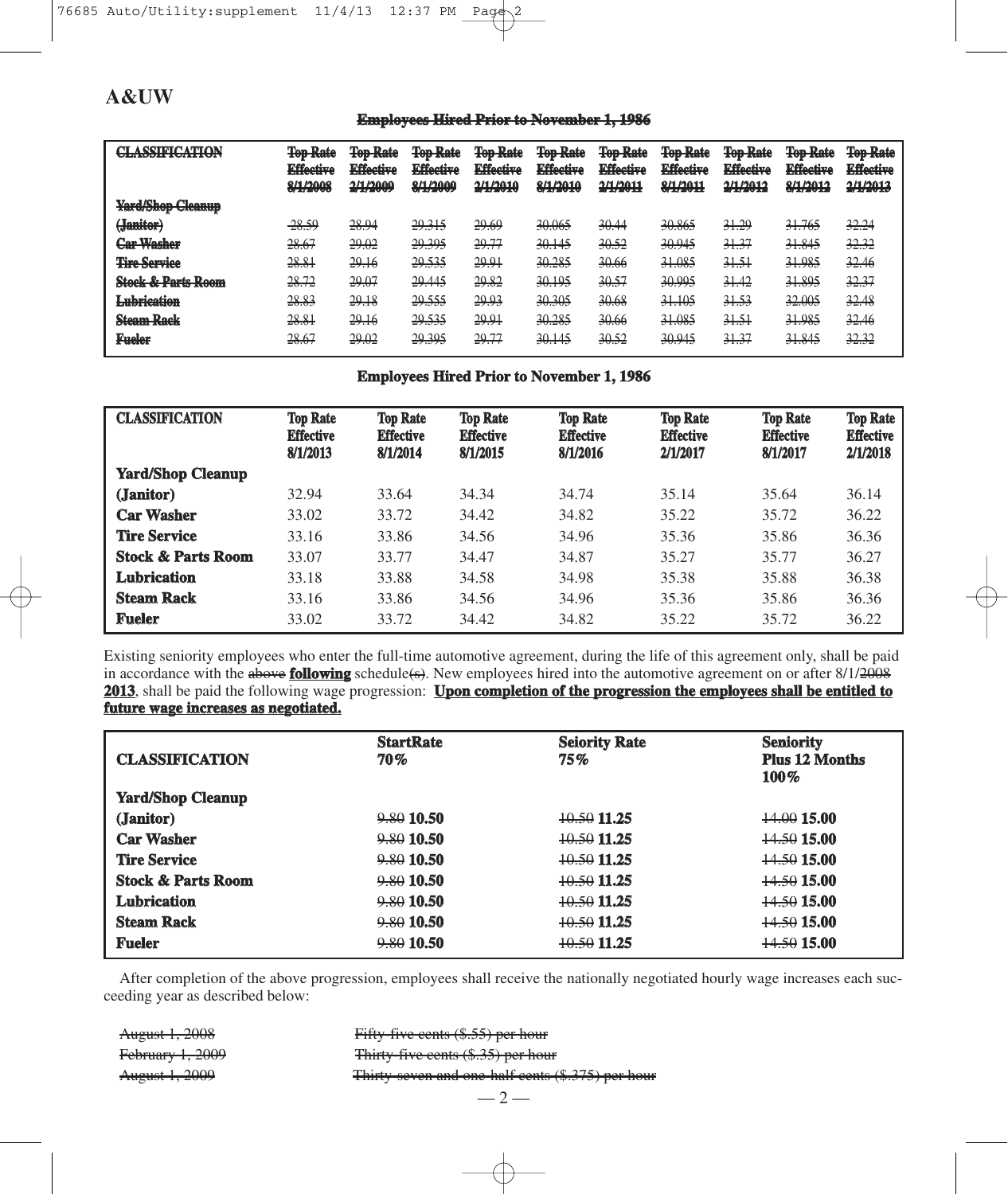## A&UW

~~**Employees Hired Prior to November 1, 1986**~~

| ~~CLASSIFICATION~~ | ~~Top Rate Effective 8/1/2008~~ | ~~Top Rate Effective 2/1/2009~~ | ~~Top Rate Effective 8/1/2009~~ | ~~Top Rate Effective 2/1/2010~~ | ~~Top Rate Effective 8/1/2010~~ | ~~Top Rate Effective 2/1/2011~~ | ~~Top Rate Effective 8/1/2011~~ | ~~Top Rate Effective 2/1/2012~~ | ~~Top Rate Effective 8/1/2012~~ | ~~Top Rate Effective 2/1/2013~~ |
|---|---|---|---|---|---|---|---|---|---|---|
| ~~Yard/Shop Cleanup (Janitor)~~ | ~~28.59~~ | ~~28.94~~ | ~~29.315~~ | ~~29.69~~ | ~~30.065~~ | ~~30.44~~ | ~~30.865~~ | ~~31.29~~ | ~~31.765~~ | ~~32.24~~ |
| ~~Car Washer~~ | ~~28.67~~ | ~~29.02~~ | ~~29.395~~ | ~~29.77~~ | ~~30.145~~ | ~~30.52~~ | ~~30.945~~ | ~~31.37~~ | ~~31.845~~ | ~~32.32~~ |
| ~~Tire Service~~ | ~~28.81~~ | ~~29.16~~ | ~~29.535~~ | ~~29.91~~ | ~~30.285~~ | ~~30.66~~ | ~~31.085~~ | ~~31.51~~ | ~~31.985~~ | ~~32.46~~ |
| ~~Stock & Parts Room~~ | ~~28.72~~ | ~~29.07~~ | ~~29.445~~ | ~~29.82~~ | ~~30.195~~ | ~~30.57~~ | ~~30.995~~ | ~~31.42~~ | ~~31.895~~ | ~~32.37~~ |
| ~~Lubrication~~ | ~~28.83~~ | ~~29.18~~ | ~~29.555~~ | ~~29.93~~ | ~~30.305~~ | ~~30.68~~ | ~~31.105~~ | ~~31.53~~ | ~~32.005~~ | ~~32.48~~ |
| ~~Steam Rack~~ | ~~28.81~~ | ~~29.16~~ | ~~29.535~~ | ~~29.91~~ | ~~30.285~~ | ~~30.66~~ | ~~31.085~~ | ~~31.51~~ | ~~31.985~~ | ~~32.46~~ |
| ~~Fueler~~ | ~~28.67~~ | ~~29.02~~ | ~~29.395~~ | ~~29.77~~ | ~~30.145~~ | ~~30.52~~ | ~~30.945~~ | ~~31.37~~ | ~~31.845~~ | ~~32.32~~ |

**Employees Hired Prior to November 1, 1986**

| CLASSIFICATION | Top Rate Effective 8/1/2013 | Top Rate Effective 8/1/2014 | Top Rate Effective 8/1/2015 | Top Rate Effective 8/1/2016 | Top Rate Effective 2/1/2017 | Top Rate Effective 8/1/2017 | Top Rate Effective 2/1/2018 |
|---|---|---|---|---|---|---|---|
| **Yard/Shop Cleanup (Janitor)** | 32.94 | 33.64 | 34.34 | 34.74 | 35.14 | 35.64 | 36.14 |
| **Car Washer** | 33.02 | 33.72 | 34.42 | 34.82 | 35.22 | 35.72 | 36.22 |
| **Tire Service** | 33.16 | 33.86 | 34.56 | 34.96 | 35.36 | 35.86 | 36.36 |
| **Stock & Parts Room** | 33.07 | 33.77 | 34.47 | 34.87 | 35.27 | 35.77 | 36.27 |
| **Lubrication** | 33.18 | 33.88 | 34.58 | 34.98 | 35.38 | 35.88 | 36.38 |
| **Steam Rack** | 33.16 | 33.86 | 34.56 | 34.96 | 35.36 | 35.86 | 36.36 |
| **Fueler** | 33.02 | 33.72 | 34.42 | 34.82 | 35.22 | 35.72 | 36.22 |

Existing seniority employees who enter the full-time automotive agreement, during the life of this agreement only, shall be paid in accordance with the ~~above~~ **following** schedule~~(s)~~. New employees hired into the automotive agreement on or after 8/1/~~2008~~ **2013**, shall be paid the following wage progression: **Upon completion of the progression the employees shall be entitled to future wage increases as negotiated.**

| CLASSIFICATION | StartRate 70% | Seiority Rate 75% | Seniority Plus 12 Months 100% |
|---|---|---|---|
| **Yard/Shop Cleanup (Janitor)** | ~~9.80~~ **10.50** | ~~10.50~~ **11.25** | ~~14.00~~ **15.00** |
| **Car Washer** | ~~9.80~~ **10.50** | ~~10.50~~ **11.25** | ~~14.50~~ **15.00** |
| **Tire Service** | ~~9.80~~ **10.50** | ~~10.50~~ **11.25** | ~~14.50~~ **15.00** |
| **Stock & Parts Room** | ~~9.80~~ **10.50** | ~~10.50~~ **11.25** | ~~14.50~~ **15.00** |
| **Lubrication** | ~~9.80~~ **10.50** | ~~10.50~~ **11.25** | ~~14.50~~ **15.00** |
| **Steam Rack** | ~~9.80~~ **10.50** | ~~10.50~~ **11.25** | ~~14.50~~ **15.00** |
| **Fueler** | ~~9.80~~ **10.50** | ~~10.50~~ **11.25** | ~~14.50~~ **15.00** |

After completion of the above progression, employees shall receive the nationally negotiated hourly wage increases each succeeding year as described below:

~~August 1, 2008~~ ~~Fifty-five cents ($.55) per hour~~
~~February 1, 2009~~ ~~Thirty-five cents ($.35) per hour~~
~~August 1, 2009~~ ~~Thirty-seven and one-half cents ($.375) per hour~~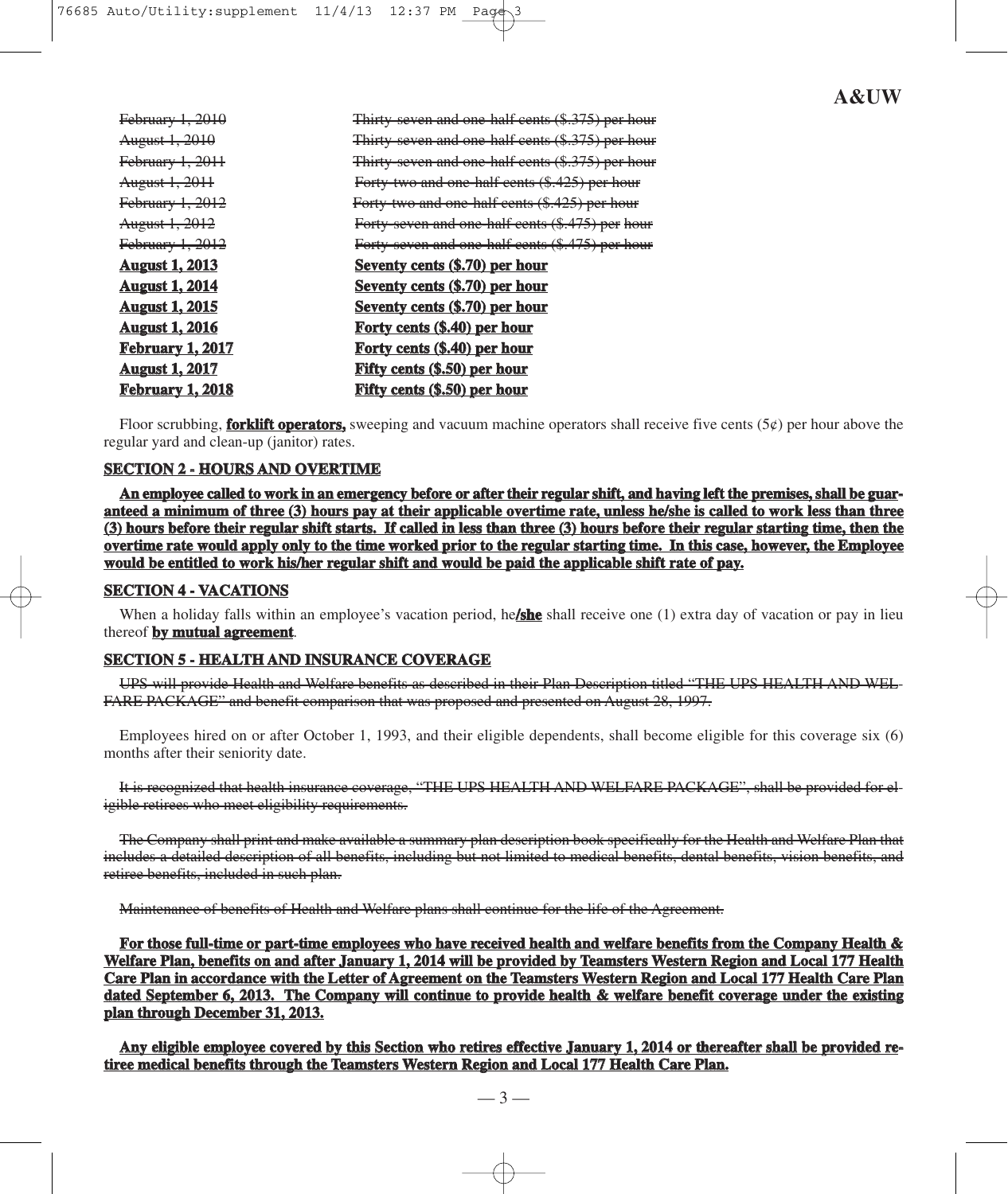| | |
|---|---|
| ~~February 1, 2010~~ | ~~Thirty-seven and one-half cents ($.375) per hour~~ |
| ~~August 1, 2010~~ | ~~Thirty-seven and one-half cents ($.375) per hour~~ |
| ~~February 1, 2011~~ | ~~Thirty-seven and one-half cents ($.375) per hour~~ |
| ~~August 1, 2011~~ | ~~Forty-two and one-half cents ($.425) per hour~~ |
| ~~February 1, 2012~~ | ~~Forty-two and one-half cents ($.425) per hour~~ |
| ~~August 1, 2012~~ | ~~Forty-seven and one-half cents ($.475) per hour~~ |
| ~~February 1, 2012~~ | ~~Forty-seven and one-half cents ($.475) per hour~~ |
| **August 1, 2013** | **Seventy cents ($.70) per hour** |
| **August 1, 2014** | **Seventy cents ($.70) per hour** |
| **August 1, 2015** | **Seventy cents ($.70) per hour** |
| **August 1, 2016** | **Forty cents ($.40) per hour** |
| **February 1, 2017** | **Forty cents ($.40) per hour** |
| **August 1, 2017** | **Fifty cents ($.50) per hour** |
| **February 1, 2018** | **Fifty cents ($.50) per hour** |

Floor scrubbing, **forklift operators,** sweeping and vacuum machine operators shall receive five cents (5¢) per hour above the regular yard and clean-up (janitor) rates.

## SECTION 2 - HOURS AND OVERTIME

**An employee called to work in an emergency before or after their regular shift, and having left the premises, shall be guaranteed a minimum of three (3) hours pay at their applicable overtime rate, unless he/she is called to work less than three (3) hours before their regular shift starts. If called in less than three (3) hours before their regular starting time, then the overtime rate would apply only to the time worked prior to the regular starting time. In this case, however, the Employee would be entitled to work his/her regular shift and would be paid the applicable shift rate of pay.**

## SECTION 4 - VACATIONS

When a holiday falls within an employee's vacation period, he**/she** shall receive one (1) extra day of vacation or pay in lieu thereof **by mutual agreement**.

## SECTION 5 - HEALTH AND INSURANCE COVERAGE

~~UPS will provide Health and Welfare benefits as described in their Plan Description titled "THE UPS HEALTH AND WELFARE PACKAGE" and benefit comparison that was proposed and presented on August 28, 1997.~~

Employees hired on or after October 1, 1993, and their eligible dependents, shall become eligible for this coverage six (6) months after their seniority date.

~~It is recognized that health insurance coverage, "THE UPS HEALTH AND WELFARE PACKAGE", shall be provided for eligible retirees who meet eligibility requirements.~~

~~The Company shall print and make available a summary plan description book specifically for the Health and Welfare Plan that includes a detailed description of all benefits, including but not limited to medical benefits, dental benefits, vision benefits, and retiree benefits, included in such plan.~~

~~Maintenance of benefits of Health and Welfare plans shall continue for the life of the Agreement.~~

**For those full-time or part-time employees who have received health and welfare benefits from the Company Health & Welfare Plan, benefits on and after January 1, 2014 will be provided by Teamsters Western Region and Local 177 Health Care Plan in accordance with the Letter of Agreement on the Teamsters Western Region and Local 177 Health Care Plan dated September 6, 2013. The Company will continue to provide health & welfare benefit coverage under the existing plan through December 31, 2013.**

**Any eligible employee covered by this Section who retires effective January 1, 2014 or thereafter shall be provided retiree medical benefits through the Teamsters Western Region and Local 177 Health Care Plan.**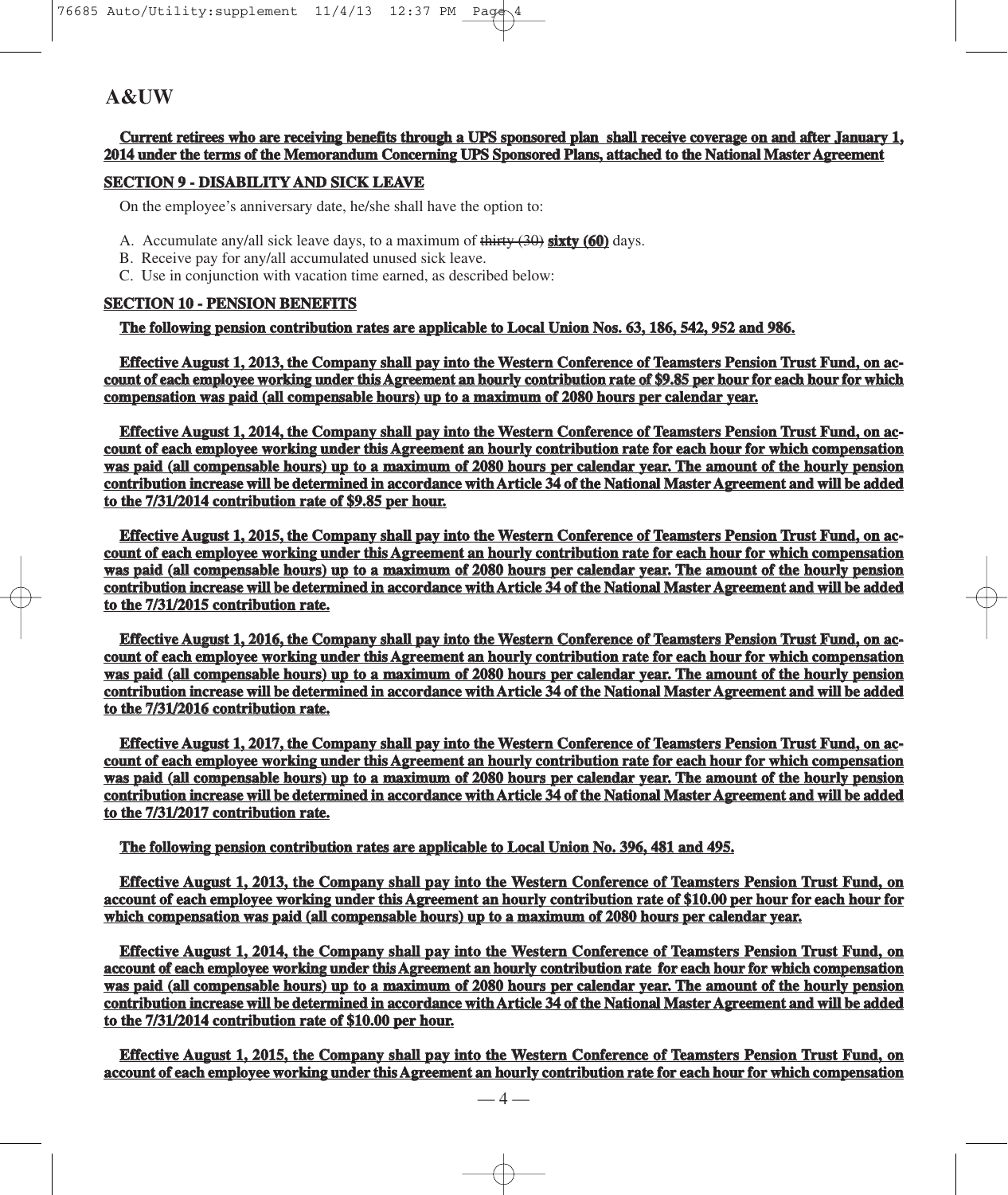# A&UW

**Current retirees who are receiving benefits through a UPS sponsored plan shall receive coverage on and after January 1, 2014 under the terms of the Memorandum Concerning UPS Sponsored Plans, attached to the National Master Agreement**

## SECTION 9 - DISABILITY AND SICK LEAVE

On the employee's anniversary date, he/she shall have the option to:

A. Accumulate any/all sick leave days, to a maximum of ~~thirty (30)~~ **sixty (60)** days.
B. Receive pay for any/all accumulated unused sick leave.
C. Use in conjunction with vacation time earned, as described below:

## SECTION 10 - PENSION BENEFITS

**The following pension contribution rates are applicable to Local Union Nos. 63, 186, 542, 952 and 986.**

**Effective August 1, 2013, the Company shall pay into the Western Conference of Teamsters Pension Trust Fund, on account of each employee working under this Agreement an hourly contribution rate of $9.85 per hour for each hour for which compensation was paid (all compensable hours) up to a maximum of 2080 hours per calendar year.**

**Effective August 1, 2014, the Company shall pay into the Western Conference of Teamsters Pension Trust Fund, on account of each employee working under this Agreement an hourly contribution rate for each hour for which compensation was paid (all compensable hours) up to a maximum of 2080 hours per calendar year. The amount of the hourly pension contribution increase will be determined in accordance with Article 34 of the National Master Agreement and will be added to the 7/31/2014 contribution rate of $9.85 per hour.**

**Effective August 1, 2015, the Company shall pay into the Western Conference of Teamsters Pension Trust Fund, on account of each employee working under this Agreement an hourly contribution rate for each hour for which compensation was paid (all compensable hours) up to a maximum of 2080 hours per calendar year. The amount of the hourly pension contribution increase will be determined in accordance with Article 34 of the National Master Agreement and will be added to the 7/31/2015 contribution rate.**

**Effective August 1, 2016, the Company shall pay into the Western Conference of Teamsters Pension Trust Fund, on account of each employee working under this Agreement an hourly contribution rate for each hour for which compensation was paid (all compensable hours) up to a maximum of 2080 hours per calendar year. The amount of the hourly pension contribution increase will be determined in accordance with Article 34 of the National Master Agreement and will be added to the 7/31/2016 contribution rate.**

**Effective August 1, 2017, the Company shall pay into the Western Conference of Teamsters Pension Trust Fund, on account of each employee working under this Agreement an hourly contribution rate for each hour for which compensation was paid (all compensable hours) up to a maximum of 2080 hours per calendar year. The amount of the hourly pension contribution increase will be determined in accordance with Article 34 of the National Master Agreement and will be added to the 7/31/2017 contribution rate.**

**The following pension contribution rates are applicable to Local Union No. 396, 481 and 495.**

**Effective August 1, 2013, the Company shall pay into the Western Conference of Teamsters Pension Trust Fund, on account of each employee working under this Agreement an hourly contribution rate of $10.00 per hour for each hour for which compensation was paid (all compensable hours) up to a maximum of 2080 hours per calendar year.**

**Effective August 1, 2014, the Company shall pay into the Western Conference of Teamsters Pension Trust Fund, on account of each employee working under this Agreement an hourly contribution rate for each hour for which compensation was paid (all compensable hours) up to a maximum of 2080 hours per calendar year. The amount of the hourly pension contribution increase will be determined in accordance with Article 34 of the National Master Agreement and will be added to the 7/31/2014 contribution rate of $10.00 per hour.**

**Effective August 1, 2015, the Company shall pay into the Western Conference of Teamsters Pension Trust Fund, on account of each employee working under this Agreement an hourly contribution rate for each hour for which compensation**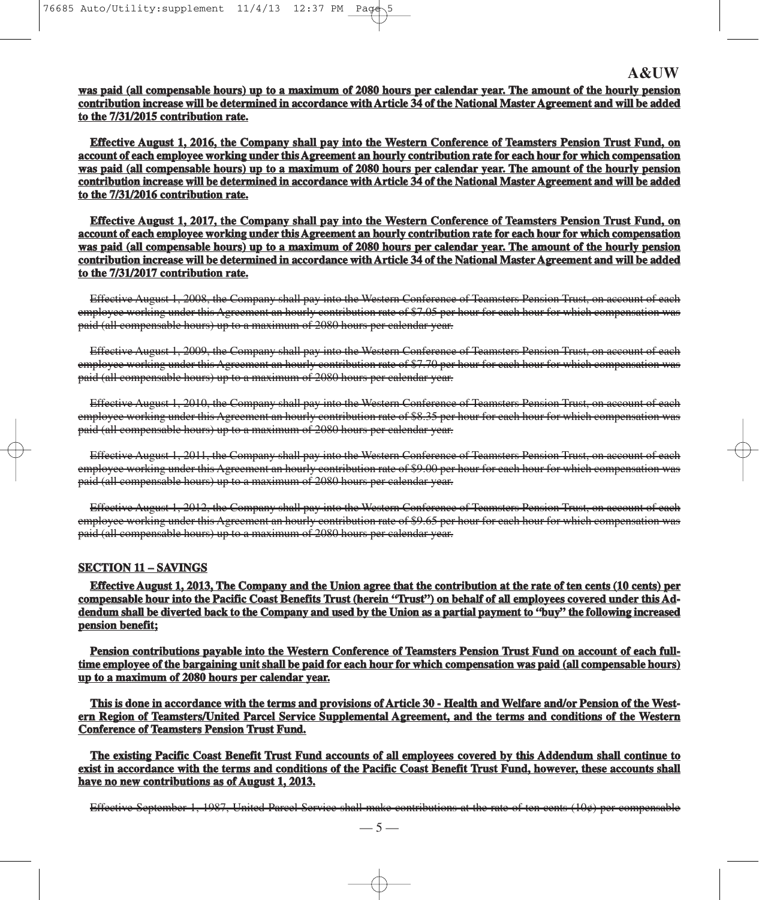**<u>was paid (all compensable hours) up to a maximum of 2080 hours per calendar year. The amount of the hourly pension contribution increase will be determined in accordance with Article 34 of the National Master Agreement and will be added to the 7/31/2015 contribution rate.</u>**

**<u>Effective August 1, 2016, the Company shall pay into the Western Conference of Teamsters Pension Trust Fund, on account of each employee working under this Agreement an hourly contribution rate for each hour for which compensation was paid (all compensable hours) up to a maximum of 2080 hours per calendar year. The amount of the hourly pension contribution increase will be determined in accordance with Article 34 of the National Master Agreement and will be added to the 7/31/2016 contribution rate.</u>**

**<u>Effective August 1, 2017, the Company shall pay into the Western Conference of Teamsters Pension Trust Fund, on account of each employee working under this Agreement an hourly contribution rate for each hour for which compensation was paid (all compensable hours) up to a maximum of 2080 hours per calendar year. The amount of the hourly pension contribution increase will be determined in accordance with Article 34 of the National Master Agreement and will be added to the 7/31/2017 contribution rate.</u>**

~~Effective August 1, 2008, the Company shall pay into the Western Conference of Teamsters Pension Trust, on account of each employee working under this Agreement an hourly contribution rate of $7.05 per hour for each hour for which compensation was paid (all compensable hours) up to a maximum of 2080 hours per calendar year.~~

~~Effective August 1, 2009, the Company shall pay into the Western Conference of Teamsters Pension Trust, on account of each employee working under this Agreement an hourly contribution rate of $7.70 per hour for each hour for which compensation was paid (all compensable hours) up to a maximum of 2080 hours per calendar year.~~

~~Effective August 1, 2010, the Company shall pay into the Western Conference of Teamsters Pension Trust, on account of each employee working under this Agreement an hourly contribution rate of $8.35 per hour for each hour for which compensation was paid (all compensable hours) up to a maximum of 2080 hours per calendar year.~~

~~Effective August 1, 2011, the Company shall pay into the Western Conference of Teamsters Pension Trust, on account of each employee working under this Agreement an hourly contribution rate of $9.00 per hour for each hour for which compensation was paid (all compensable hours) up to a maximum of 2080 hours per calendar year.~~

~~Effective August 1, 2012, the Company shall pay into the Western Conference of Teamsters Pension Trust, on account of each employee working under this Agreement an hourly contribution rate of $9.65 per hour for each hour for which compensation was paid (all compensable hours) up to a maximum of 2080 hours per calendar year.~~

## <u>SECTION 11 – SAVINGS</u>

**<u>Effective August 1, 2013, The Company and the Union agree that the contribution at the rate of ten cents (10 cents) per compensable hour into the Pacific Coast Benefits Trust (herein "Trust") on behalf of all employees covered under this Addendum shall be diverted back to the Company and used by the Union as a partial payment to "buy" the following increased pension benefit;</u>**

**<u>Pension contributions payable into the Western Conference of Teamsters Pension Trust Fund on account of each full-time employee of the bargaining unit shall be paid for each hour for which compensation was paid (all compensable hours) up to a maximum of 2080 hours per calendar year.</u>**

**<u>This is done in accordance with the terms and provisions of Article 30 - Health and Welfare and/or Pension of the Western Region of Teamsters/United Parcel Service Supplemental Agreement, and the terms and conditions of the Western Conference of Teamsters Pension Trust Fund.</u>**

**<u>The existing Pacific Coast Benefit Trust Fund accounts of all employees covered by this Addendum shall continue to exist in accordance with the terms and conditions of the Pacific Coast Benefit Trust Fund, however, these accounts shall have no new contributions as of August 1, 2013.</u>**

~~Effective September 1, 1987, United Parcel Service shall make contributions at the rate of ten cents (10¢) per compensable~~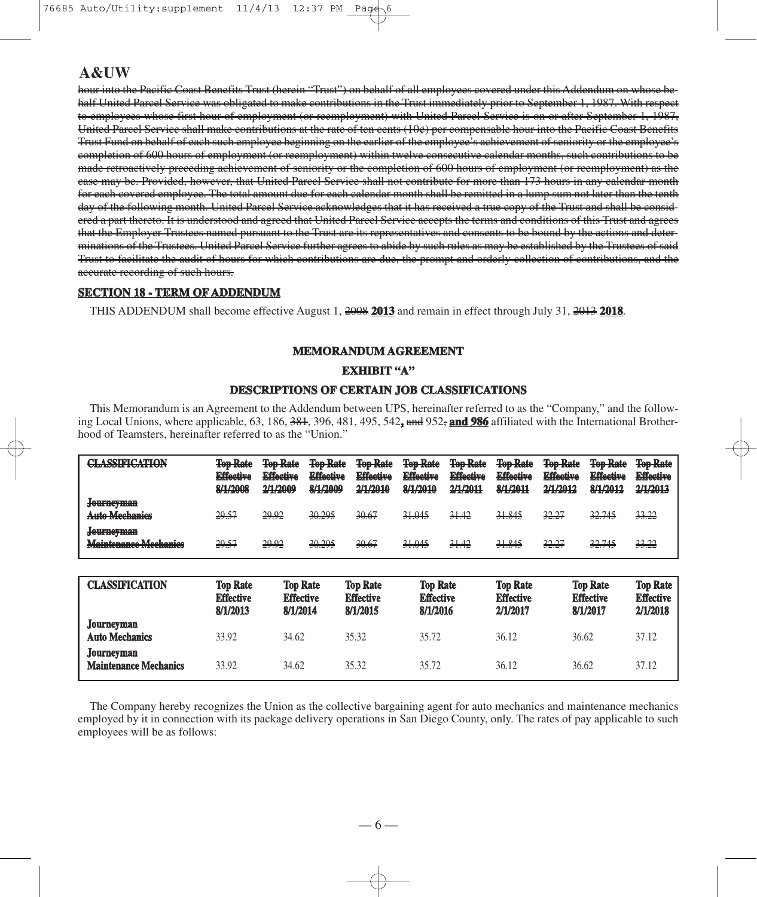## A&UW

~~hour into the Pacific Coast Benefits Trust (herein "Trust") on behalf of all employees covered under this Addendum on whose behalf United Parcel Service was obligated to make contributions in the Trust immediately prior to September 1, 1987. With respect to employees whose first hour of employment (or reemployment) with United Parcel Service is on or after September 1, 1987, United Parcel Service shall make contributions at the rate of ten cents (10¢) per compensable hour into the Pacific Coast Benefits Trust Fund on behalf of each such employee beginning on the earlier of the employee's achievement of seniority or the employee's completion of 600 hours of employment (or reemployment) within twelve consecutive calendar months, such contributions to be made retroactively preceding achievement of seniority or the completion of 600 hours of employment (or reemployment) as the case may be. Provided, however, that United Parcel Service shall not contribute for more than 173 hours in any calendar month for each covered employee. The total amount due for each calendar month shall be remitted in a lump sum not later than the tenth day of the following month. United Parcel Service acknowledges that it has received a true copy of the Trust and shall be considered a part thereto. It is understood and agreed that United Parcel Service accepts the terms and conditions of this Trust and agrees that the Employer Trustees named pursuant to the Trust are its representatives and consents to be bound by the actions and determinations of the Trustees. United Parcel Service further agrees to abide by such rules as may be established by the Trustees of said Trust to facilitate the audit of hours for which contributions are due, the prompt and orderly collection of contributions, and the accurate recording of such hours.~~

### SECTION 18 - TERM OF ADDENDUM

THIS ADDENDUM shall become effective August 1, ~~2008~~ **2013** and remain in effect through July 31, ~~2013~~ **2018**.

### MEMORANDUM AGREEMENT

### EXHIBIT "A"

### DESCRIPTIONS OF CERTAIN JOB CLASSIFICATIONS

This Memorandum is an Agreement to the Addendum between UPS, hereinafter referred to as the "Company," and the following Local Unions, where applicable, 63, 186, ~~381~~, 396, 481, 495, 542**,** ~~and~~ 952~~,~~ **and 986** affiliated with the International Brotherhood of Teamsters, hereinafter referred to as the "Union."

| ~~CLASSIFICATION~~ | ~~Top Rate Effective 8/1/2008~~ | ~~Top Rate Effective 2/1/2009~~ | ~~Top Rate Effective 8/1/2009~~ | ~~Top Rate Effective 2/1/2010~~ | ~~Top Rate Effective 8/1/2010~~ | ~~Top Rate Effective 2/1/2011~~ | ~~Top Rate Effective 8/1/2011~~ | ~~Top Rate Effective 2/1/2012~~ | ~~Top Rate Effective 8/1/2012~~ | ~~Top Rate Effective 2/1/2013~~ |
|---|---|---|---|---|---|---|---|---|---|---|
| ~~Journeyman Auto Mechanics~~ | ~~29.57~~ | ~~29.92~~ | ~~30.295~~ | ~~30.67~~ | ~~31.045~~ | ~~31.42~~ | ~~31.845~~ | ~~32.27~~ | ~~32.745~~ | ~~33.22~~ |
| ~~Journeyman Maintenance Mechanics~~ | ~~29.57~~ | ~~29.92~~ | ~~30.295~~ | ~~30.67~~ | ~~31.045~~ | ~~31.42~~ | ~~31.845~~ | ~~32.27~~ | ~~32.745~~ | ~~33.22~~ |

| **CLASSIFICATION** | **Top Rate Effective 8/1/2013** | **Top Rate Effective 8/1/2014** | **Top Rate Effective 8/1/2015** | **Top Rate Effective 8/1/2016** | **Top Rate Effective 2/1/2017** | **Top Rate Effective 8/1/2017** | **Top Rate Effective 2/1/2018** |
|---|---|---|---|---|---|---|---|
| **Journeyman Auto Mechanics** | 33.92 | 34.62 | 35.32 | 35.72 | 36.12 | 36.62 | 37.12 |
| **Journeyman Maintenance Mechanics** | 33.92 | 34.62 | 35.32 | 35.72 | 36.12 | 36.62 | 37.12 |

The Company hereby recognizes the Union as the collective bargaining agent for auto mechanics and maintenance mechanics employed by it in connection with its package delivery operations in San Diego County, only. The rates of pay applicable to such employees will be as follows: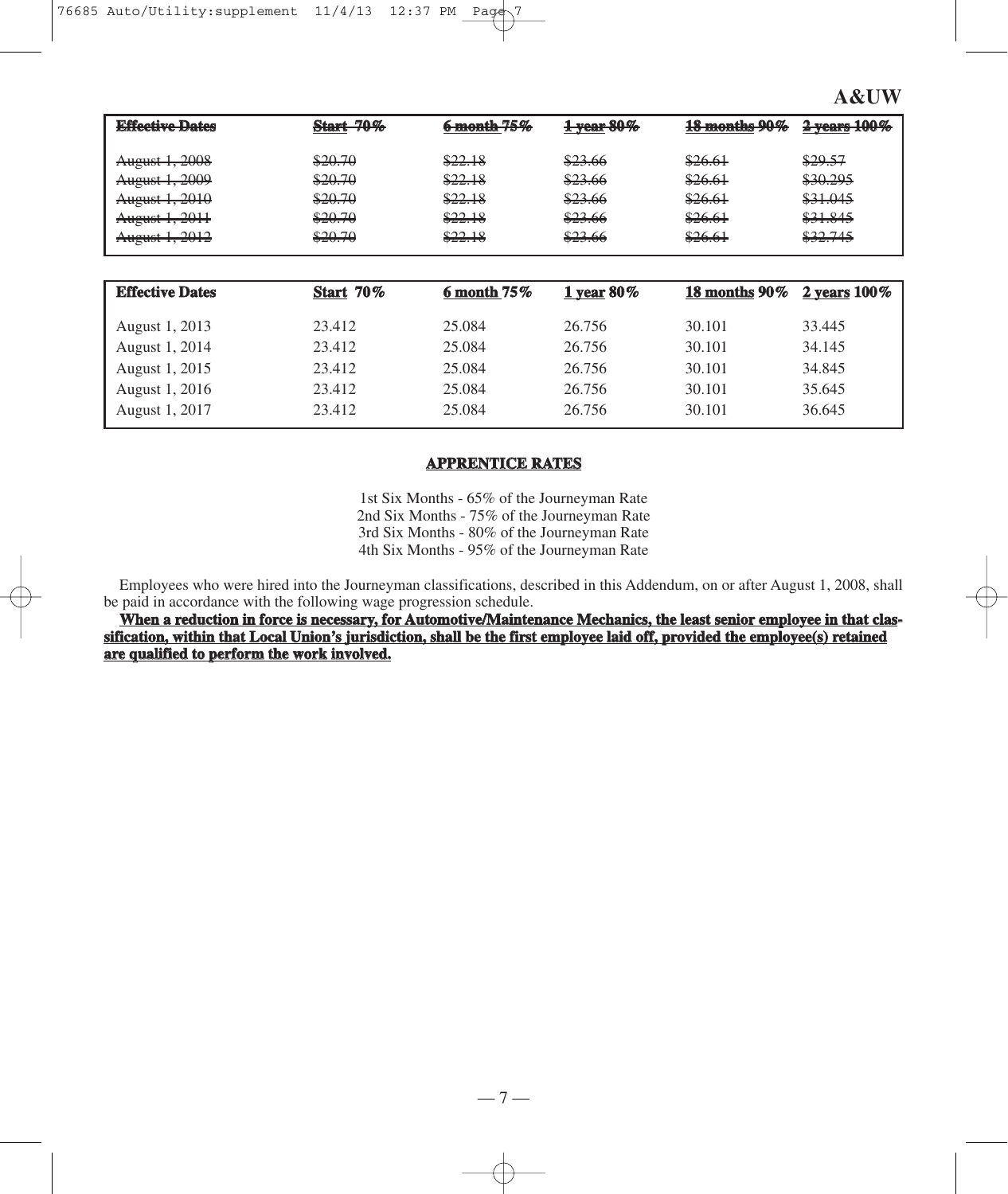| ~~Effective Dates~~ | ~~Start 70%~~ | ~~6 month 75%~~ | ~~1 year 80%~~ | ~~18 months 90%~~ | ~~2 years 100%~~ |
|---|---|---|---|---|---|
| ~~August 1, 2008~~ | ~~$20.70~~ | ~~$22.18~~ | ~~$23.66~~ | ~~$26.61~~ | ~~$29.57~~ |
| ~~August 1, 2009~~ | ~~$20.70~~ | ~~$22.18~~ | ~~$23.66~~ | ~~$26.61~~ | ~~$30.295~~ |
| ~~August 1, 2010~~ | ~~$20.70~~ | ~~$22.18~~ | ~~$23.66~~ | ~~$26.61~~ | ~~$31.045~~ |
| ~~August 1, 2011~~ | ~~$20.70~~ | ~~$22.18~~ | ~~$23.66~~ | ~~$26.61~~ | ~~$31.845~~ |
| ~~August 1, 2012~~ | ~~$20.70~~ | ~~$22.18~~ | ~~$23.66~~ | ~~$26.61~~ | ~~$32.745~~ |

| **Effective Dates** | **<u>Start</u> 70%** | **<u>6 month</u> 75%** | **<u>1 year</u> 80%** | **<u>18 months</u> 90%** | **<u>2 years</u> 100%** |
|---|---|---|---|---|---|
| August 1, 2013 | 23.412 | 25.084 | 26.756 | 30.101 | 33.445 |
| August 1, 2014 | 23.412 | 25.084 | 26.756 | 30.101 | 34.145 |
| August 1, 2015 | 23.412 | 25.084 | 26.756 | 30.101 | 34.845 |
| August 1, 2016 | 23.412 | 25.084 | 26.756 | 30.101 | 35.645 |
| August 1, 2017 | 23.412 | 25.084 | 26.756 | 30.101 | 36.645 |

## APPRENTICE RATES

1st Six Months - 65% of the Journeyman Rate
2nd Six Months - 75% of the Journeyman Rate
3rd Six Months - 80% of the Journeyman Rate
4th Six Months - 95% of the Journeyman Rate

Employees who were hired into the Journeyman classifications, described in this Addendum, on or after August 1, 2008, shall be paid in accordance with the following wage progression schedule.

**<u>When a reduction in force is necessary, for Automotive/Maintenance Mechanics, the least senior employee in that classification, within that Local Union's jurisdiction, shall be the first employee laid off, provided the employee(s) retained are qualified to perform the work involved.</u>**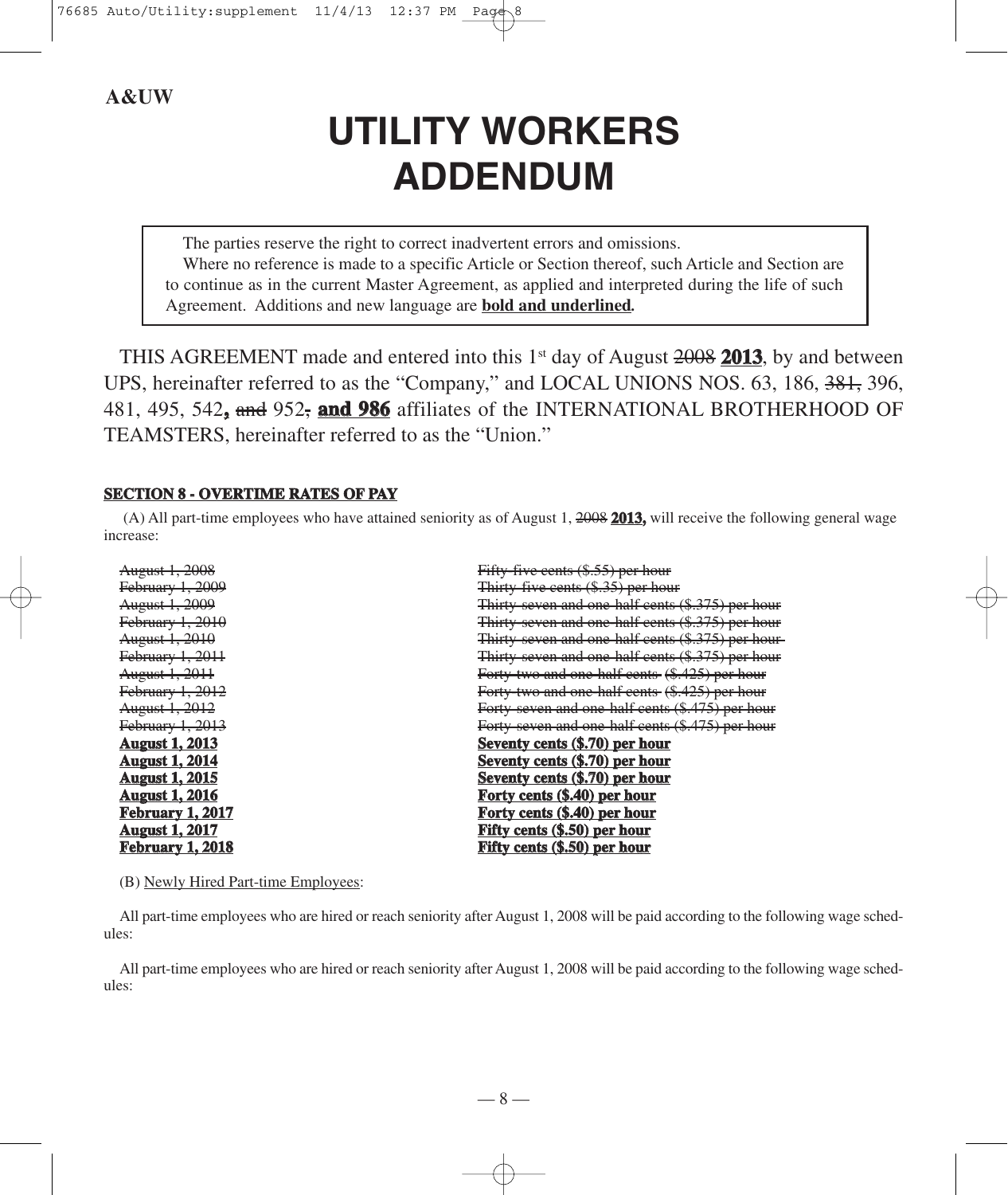**A&UW**

# UTILITY WORKERS ADDENDUM

> The parties reserve the right to correct inadvertent errors and omissions.
>
> Where no reference is made to a specific Article or Section thereof, such Article and Section are to continue as in the current Master Agreement, as applied and interpreted during the life of such Agreement. Additions and new language are **<u>bold and underlined</u>**.

THIS AGREEMENT made and entered into this 1st day of August ~~2008~~ **<u>2013</u>**, by and between UPS, hereinafter referred to as the "Company," and LOCAL UNIONS NOS. 63, 186, ~~381,~~ 396, 481, 495, 542**<u>,</u>** ~~and~~ 952~~,~~ **<u>and 986</u>** affiliates of the INTERNATIONAL BROTHERHOOD OF TEAMSTERS, hereinafter referred to as the "Union."

**<u>SECTION 8 - OVERTIME RATES OF PAY</u>**

(A) All part-time employees who have attained seniority as of August 1, ~~2008~~ **<u>2013,</u>** will receive the following general wage increase:

| | |
|---|---|
| ~~August 1, 2008~~ | ~~Fifty-five cents ($.55) per hour~~ |
| ~~February 1, 2009~~ | ~~Thirty-five cents ($.35) per hour~~ |
| ~~August 1, 2009~~ | ~~Thirty-seven and one-half cents ($.375) per hour~~ |
| ~~February 1, 2010~~ | ~~Thirty-seven and one-half cents ($.375) per hour~~ |
| ~~August 1, 2010~~ | ~~Thirty-seven and one-half cents ($.375) per hour~~ |
| ~~February 1, 2011~~ | ~~Thirty-seven and one-half cents ($.375) per hour~~ |
| ~~August 1, 2011~~ | ~~Forty-two and one-half cents ($.425) per hour~~ |
| ~~February 1, 2012~~ | ~~Forty-two and one-half cents ($.425) per hour~~ |
| ~~August 1, 2012~~ | ~~Forty-seven and one-half cents ($.475) per hour~~ |
| ~~February 1, 2013~~ | ~~Forty-seven and one-half cents ($.475) per hour~~ |
| **<u>August 1, 2013</u>** | **<u>Seventy cents ($.70) per hour</u>** |
| **<u>August 1, 2014</u>** | **<u>Seventy cents ($.70) per hour</u>** |
| **<u>August 1, 2015</u>** | **<u>Seventy cents ($.70) per hour</u>** |
| **<u>August 1, 2016</u>** | **<u>Forty cents ($.40) per hour</u>** |
| **<u>February 1, 2017</u>** | **<u>Forty cents ($.40) per hour</u>** |
| **<u>August 1, 2017</u>** | **<u>Fifty cents ($.50) per hour</u>** |
| **<u>February 1, 2018</u>** | **<u>Fifty cents ($.50) per hour</u>** |

(B) <u>Newly Hired Part-time Employees</u>:

All part-time employees who are hired or reach seniority after August 1, 2008 will be paid according to the following wage schedules:

All part-time employees who are hired or reach seniority after August 1, 2008 will be paid according to the following wage schedules: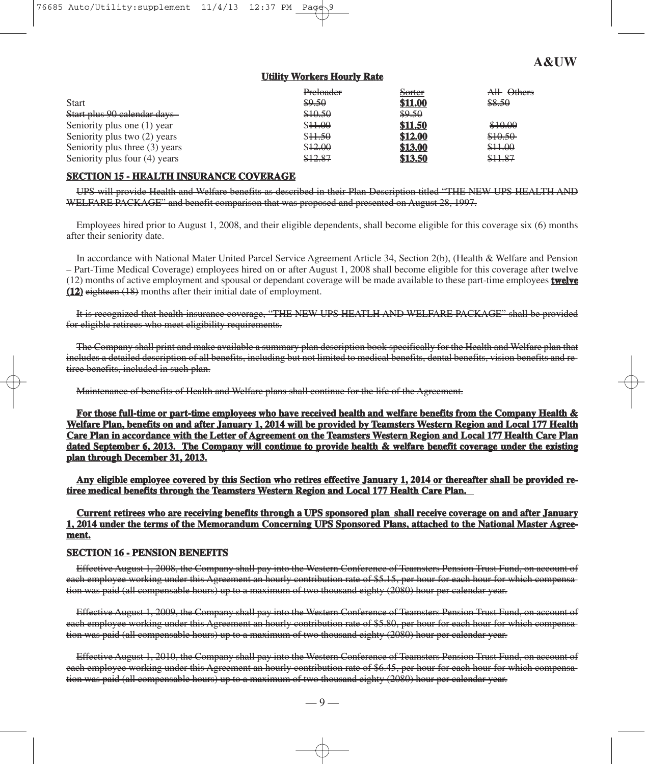A&UW

**Utility Workers Hourly Rate**

| | ~~Preloader~~ | ~~Sorter~~ | ~~All Others~~ |
|---|---|---|---|
| Start | ~~$9.50~~ | **$11.00** | ~~$8.50~~ |
| ~~Start plus 90 calendar days~~ | ~~$10.50~~ | ~~$9.50~~ | |
| Seniority plus one (1) year | $~~11.00~~ | **$11.50** | ~~$10.00~~ |
| Seniority plus two (2) years | $~~11.50~~ | **$12.00** | ~~$10.50~~ |
| Seniority plus three (3) years | $~~12.00~~ | **$13.00** | ~~$11.00~~ |
| Seniority plus four (4) years | ~~$12.87~~ | **$13.50** | ~~$11.87~~ |

## SECTION 15 - HEALTH INSURANCE COVERAGE

~~UPS will provide Health and Welfare benefits as described in their Plan Description titled "THE NEW UPS HEALTH AND WELFARE PACKAGE" and benefit comparison that was proposed and presented on August 28, 1997.~~

Employees hired prior to August 1, 2008, and their eligible dependents, shall become eligible for this coverage six (6) months after their seniority date.

In accordance with National Mater United Parcel Service Agreement Article 34, Section 2(b), (Health & Welfare and Pension – Part-Time Medical Coverage) employees hired on or after August 1, 2008 shall become eligible for this coverage after twelve (12) months of active employment and spousal or dependant coverage will be made available to these part-time employees **twelve (12)** ~~eighteen (18)~~ months after their initial date of employment.

~~It is recognized that health insurance coverage, "THE NEW UPS HEATLH AND WELFARE PACKAGE" shall be provided for eligible retirees who meet eligibility requirements.~~

~~The Company shall print and make available a summary plan description book specifically for the Health and Welfare plan that includes a detailed description of all benefits, including but not limited to medical benefits, dental benefits, vision benefits and retiree benefits, included in such plan.~~

~~Maintenance of benefits of Health and Welfare plans shall continue for the life of the Agreement.~~

**For those full-time or part-time employees who have received health and welfare benefits from the Company Health & Welfare Plan, benefits on and after January 1, 2014 will be provided by Teamsters Western Region and Local 177 Health Care Plan in accordance with the Letter of Agreement on the Teamsters Western Region and Local 177 Health Care Plan dated September 6, 2013. The Company will continue to provide health & welfare benefit coverage under the existing plan through December 31, 2013.**

**Any eligible employee covered by this Section who retires effective January 1, 2014 or thereafter shall be provided retiree medical benefits through the Teamsters Western Region and Local 177 Health Care Plan.**

**Current retirees who are receiving benefits through a UPS sponsored plan shall receive coverage on and after January 1, 2014 under the terms of the Memorandum Concerning UPS Sponsored Plans, attached to the National Master Agreement.**

## SECTION 16 - PENSION BENEFITS

~~Effective August 1, 2008, the Company shall pay into the Western Conference of Teamsters Pension Trust Fund, on account of each employee working under this Agreement an hourly contribution rate of $5.15, per hour for each hour for which compensation was paid (all compensable hours) up to a maximum of two thousand eighty (2080) hour per calendar year.~~

~~Effective August 1, 2009, the Company shall pay into the Western Conference of Teamsters Pension Trust Fund, on account of each employee working under this Agreement an hourly contribution rate of $5.80, per hour for each hour for which compensation was paid (all compensable hours) up to a maximum of two thousand eighty (2080) hour per calendar year.~~

~~Effective August 1, 2010, the Company shall pay into the Western Conference of Teamsters Pension Trust Fund, on account of each employee working under this Agreement an hourly contribution rate of $6.45, per hour for each hour for which compensation was paid (all compensable hours) up to a maximum of two thousand eighty (2080) hour per calendar year.~~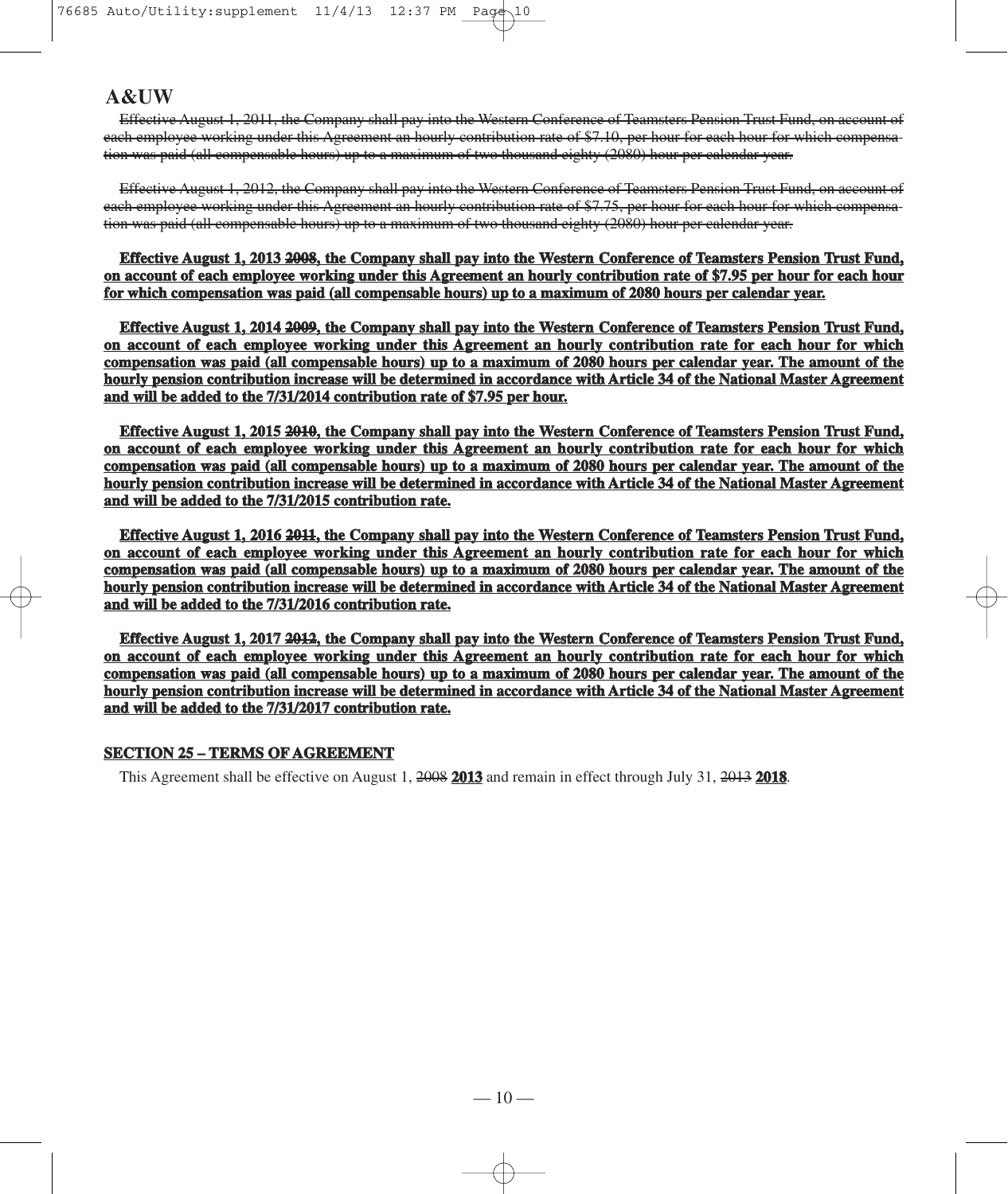**A&UW**

~~Effective August 1, 2011, the Company shall pay into the Western Conference of Teamsters Pension Trust Fund, on account of each employee working under this Agreement an hourly contribution rate of $7.10, per hour for each hour for which compensation was paid (all compensable hours) up to a maximum of two thousand eighty (2080) hour per calendar year.~~

~~Effective August 1, 2012, the Company shall pay into the Western Conference of Teamsters Pension Trust Fund, on account of each employee working under this Agreement an hourly contribution rate of $7.75, per hour for each hour for which compensation was paid (all compensable hours) up to a maximum of two thousand eighty (2080) hour per calendar year.~~

**Effective August 1, 2013 ~~2008~~, the Company shall pay into the Western Conference of Teamsters Pension Trust Fund, on account of each employee working under this Agreement an hourly contribution rate of $7.95 per hour for each hour for which compensation was paid (all compensable hours) up to a maximum of 2080 hours per calendar year.**

**Effective August 1, 2014 ~~2009~~, the Company shall pay into the Western Conference of Teamsters Pension Trust Fund, on account of each employee working under this Agreement an hourly contribution rate for each hour for which compensation was paid (all compensable hours) up to a maximum of 2080 hours per calendar year. The amount of the hourly pension contribution increase will be determined in accordance with Article 34 of the National Master Agreement and will be added to the 7/31/2014 contribution rate of $7.95 per hour.**

**Effective August 1, 2015 ~~2010~~, the Company shall pay into the Western Conference of Teamsters Pension Trust Fund, on account of each employee working under this Agreement an hourly contribution rate for each hour for which compensation was paid (all compensable hours) up to a maximum of 2080 hours per calendar year. The amount of the hourly pension contribution increase will be determined in accordance with Article 34 of the National Master Agreement and will be added to the 7/31/2015 contribution rate.**

**Effective August 1, 2016 ~~2011~~, the Company shall pay into the Western Conference of Teamsters Pension Trust Fund, on account of each employee working under this Agreement an hourly contribution rate for each hour for which compensation was paid (all compensable hours) up to a maximum of 2080 hours per calendar year. The amount of the hourly pension contribution increase will be determined in accordance with Article 34 of the National Master Agreement and will be added to the 7/31/2016 contribution rate.**

**Effective August 1, 2017 ~~2012~~, the Company shall pay into the Western Conference of Teamsters Pension Trust Fund, on account of each employee working under this Agreement an hourly contribution rate for each hour for which compensation was paid (all compensable hours) up to a maximum of 2080 hours per calendar year. The amount of the hourly pension contribution increase will be determined in accordance with Article 34 of the National Master Agreement and will be added to the 7/31/2017 contribution rate.**

**SECTION 25 – TERMS OF AGREEMENT**

This Agreement shall be effective on August 1, ~~2008~~ **2013** and remain in effect through July 31, ~~2013~~ **2018**.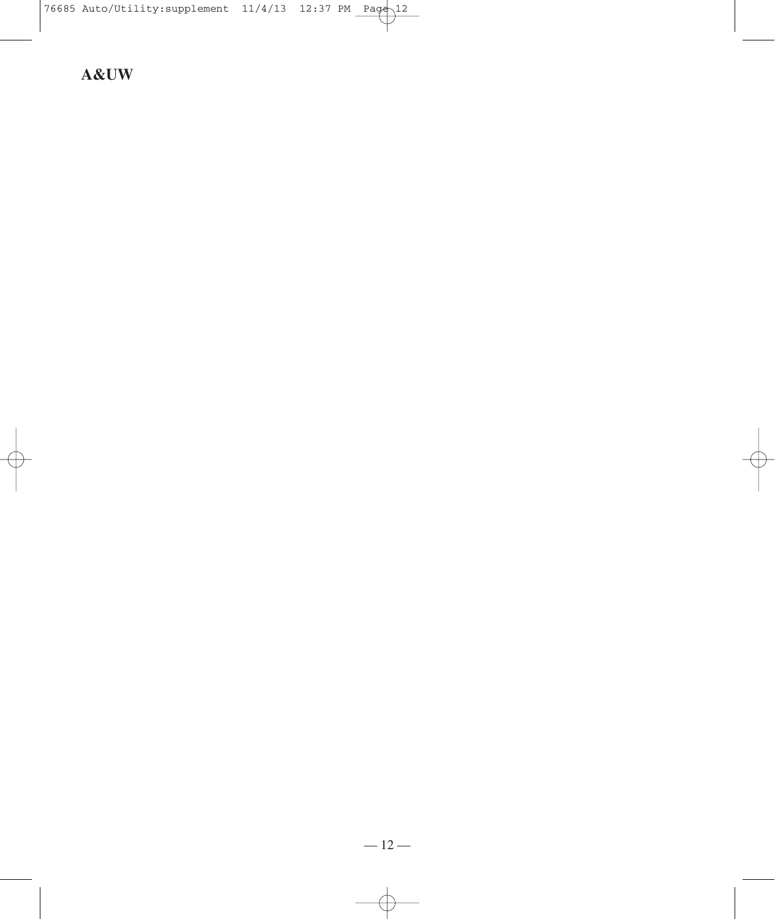**A&UW**